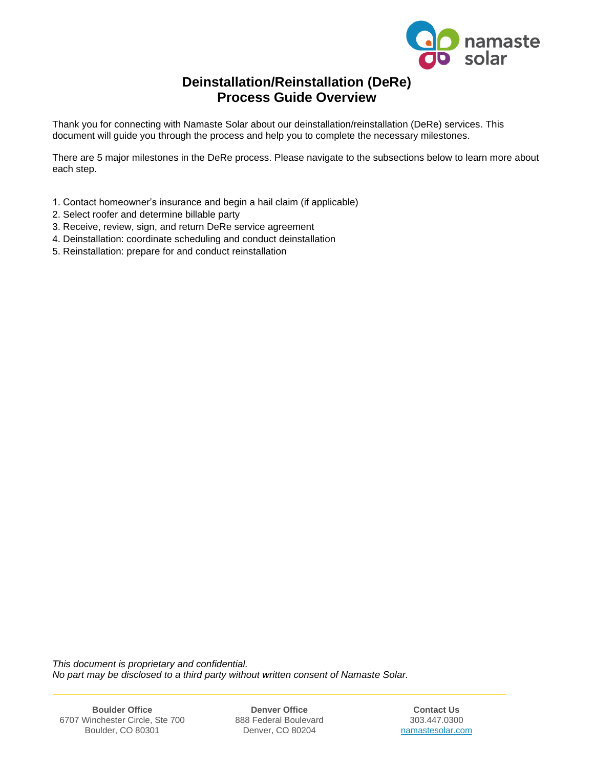# Deinstallation/Reinstallation (DeRe)
# Process Guide Overview

Thank you for connecting with Namaste Solar about our deinstallation/reinstallation (DeRe) services. This document will guide you through the process and help you to complete the necessary milestones.

There are 5 major milestones in the DeRe process. Please navigate to the subsections below to learn more about each step.

1. Contact homeowner's insurance and begin a hail claim (if applicable)
2. Select roofer and determine billable party
3. Receive, review, sign, and return DeRe service agreement
4. Deinstallation: coordinate scheduling and conduct deinstallation
5. Reinstallation: prepare for and conduct reinstallation

*This document is proprietary and confidential.*
*No part may be disclosed to a third party without written consent of Namaste Solar.*

**Boulder Office**
6707 Winchester Circle, Ste 700
Boulder, CO 80301

**Denver Office**
888 Federal Boulevard
Denver, CO 80204

**Contact Us**
303.447.0300
namastesolar.com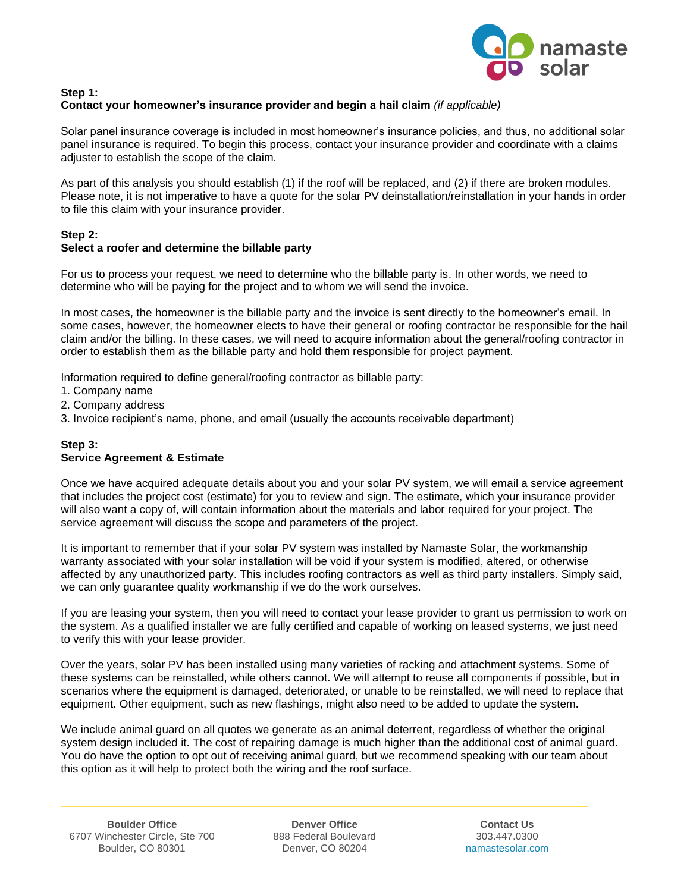**Step 1:**
**Contact your homeowner's insurance provider and begin a hail claim** *(if applicable)*

Solar panel insurance coverage is included in most homeowner's insurance policies, and thus, no additional solar panel insurance is required. To begin this process, contact your insurance provider and coordinate with a claims adjuster to establish the scope of the claim.

As part of this analysis you should establish (1) if the roof will be replaced, and (2) if there are broken modules. Please note, it is not imperative to have a quote for the solar PV deinstallation/reinstallation in your hands in order to file this claim with your insurance provider.

**Step 2:**
**Select a roofer and determine the billable party**

For us to process your request, we need to determine who the billable party is. In other words, we need to determine who will be paying for the project and to whom we will send the invoice.

In most cases, the homeowner is the billable party and the invoice is sent directly to the homeowner's email. In some cases, however, the homeowner elects to have their general or roofing contractor be responsible for the hail claim and/or the billing. In these cases, we will need to acquire information about the general/roofing contractor in order to establish them as the billable party and hold them responsible for project payment.

Information required to define general/roofing contractor as billable party:

1. Company name
2. Company address
3. Invoice recipient's name, phone, and email (usually the accounts receivable department)

**Step 3:**
**Service Agreement & Estimate**

Once we have acquired adequate details about you and your solar PV system, we will email a service agreement that includes the project cost (estimate) for you to review and sign. The estimate, which your insurance provider will also want a copy of, will contain information about the materials and labor required for your project. The service agreement will discuss the scope and parameters of the project.

It is important to remember that if your solar PV system was installed by Namaste Solar, the workmanship warranty associated with your solar installation will be void if your system is modified, altered, or otherwise affected by any unauthorized party. This includes roofing contractors as well as third party installers. Simply said, we can only guarantee quality workmanship if we do the work ourselves.

If you are leasing your system, then you will need to contact your lease provider to grant us permission to work on the system. As a qualified installer we are fully certified and capable of working on leased systems, we just need to verify this with your lease provider.

Over the years, solar PV has been installed using many varieties of racking and attachment systems. Some of these systems can be reinstalled, while others cannot. We will attempt to reuse all components if possible, but in scenarios where the equipment is damaged, deteriorated, or unable to be reinstalled, we will need to replace that equipment. Other equipment, such as new flashings, might also need to be added to update the system.

We include animal guard on all quotes we generate as an animal deterrent, regardless of whether the original system design included it. The cost of repairing damage is much higher than the additional cost of animal guard. You do have the option to opt out of receiving animal guard, but we recommend speaking with our team about this option as it will help to protect both the wiring and the roof surface.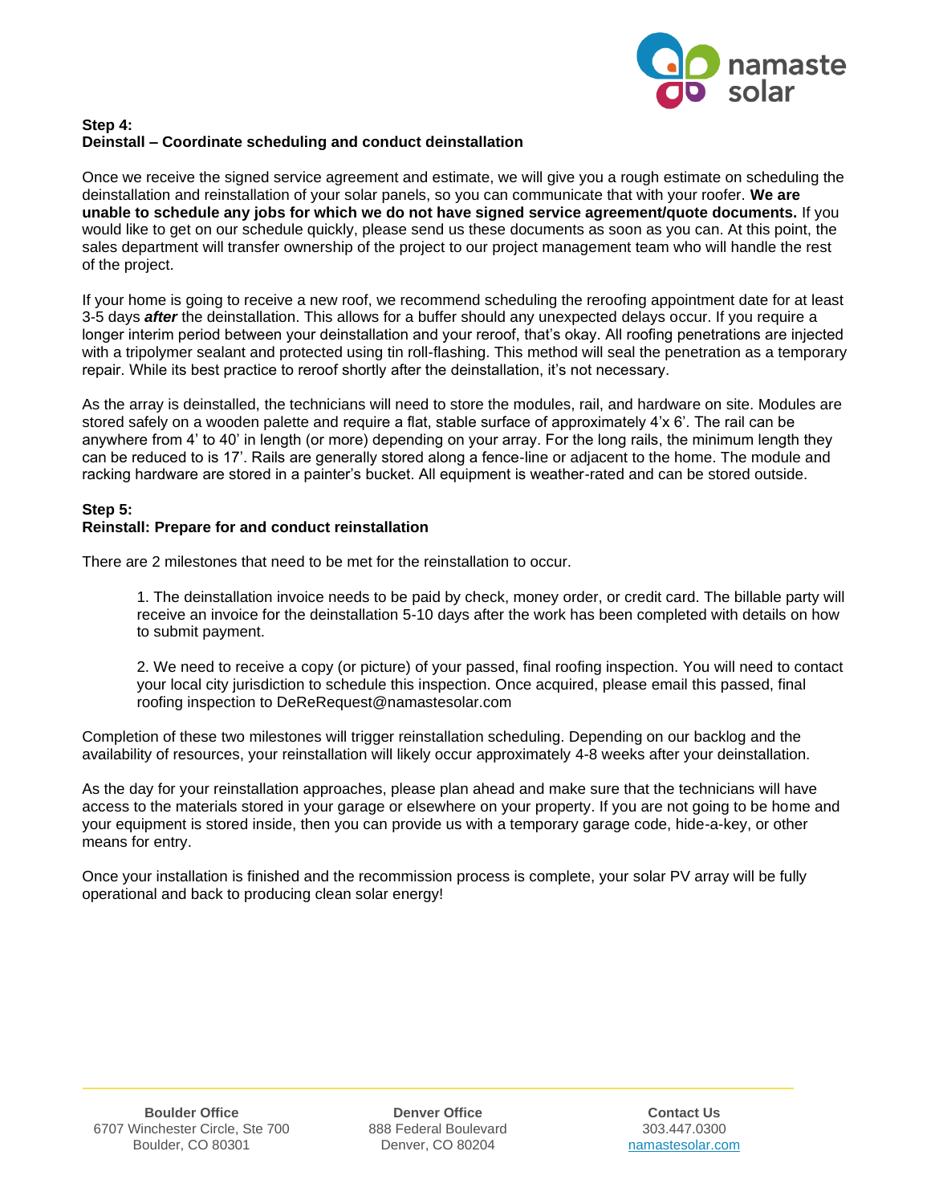### Step 4:
### Deinstall – Coordinate scheduling and conduct deinstallation

Once we receive the signed service agreement and estimate, we will give you a rough estimate on scheduling the deinstallation and reinstallation of your solar panels, so you can communicate that with your roofer. **We are unable to schedule any jobs for which we do not have signed service agreement/quote documents.** If you would like to get on our schedule quickly, please send us these documents as soon as you can. At this point, the sales department will transfer ownership of the project to our project management team who will handle the rest of the project.

If your home is going to receive a new roof, we recommend scheduling the reroofing appointment date for at least 3-5 days ***after*** the deinstallation. This allows for a buffer should any unexpected delays occur. If you require a longer interim period between your deinstallation and your reroof, that's okay. All roofing penetrations are injected with a tripolymer sealant and protected using tin roll-flashing. This method will seal the penetration as a temporary repair. While its best practice to reroof shortly after the deinstallation, it's not necessary.

As the array is deinstalled, the technicians will need to store the modules, rail, and hardware on site. Modules are stored safely on a wooden palette and require a flat, stable surface of approximately 4'x 6'. The rail can be anywhere from 4' to 40' in length (or more) depending on your array. For the long rails, the minimum length they can be reduced to is 17'. Rails are generally stored along a fence-line or adjacent to the home. The module and racking hardware are stored in a painter's bucket. All equipment is weather-rated and can be stored outside.

### Step 5:
### Reinstall: Prepare for and conduct reinstallation

There are 2 milestones that need to be met for the reinstallation to occur.

1. The deinstallation invoice needs to be paid by check, money order, or credit card. The billable party will receive an invoice for the deinstallation 5-10 days after the work has been completed with details on how to submit payment.

2. We need to receive a copy (or picture) of your passed, final roofing inspection. You will need to contact your local city jurisdiction to schedule this inspection. Once acquired, please email this passed, final roofing inspection to DeReRequest@namastesolar.com

Completion of these two milestones will trigger reinstallation scheduling. Depending on our backlog and the availability of resources, your reinstallation will likely occur approximately 4-8 weeks after your deinstallation.

As the day for your reinstallation approaches, please plan ahead and make sure that the technicians will have access to the materials stored in your garage or elsewhere on your property. If you are not going to be home and your equipment is stored inside, then you can provide us with a temporary garage code, hide-a-key, or other means for entry.

Once your installation is finished and the recommission process is complete, your solar PV array will be fully operational and back to producing clean solar energy!